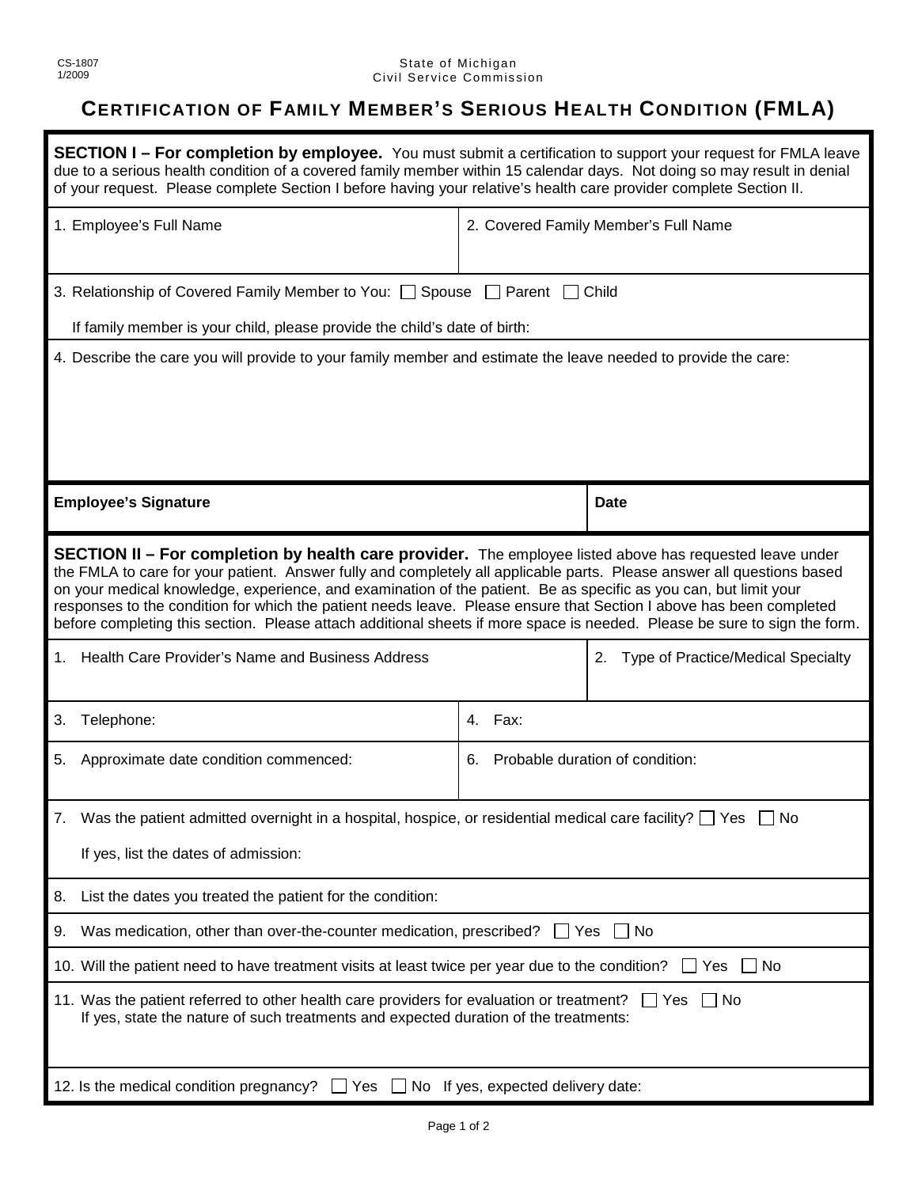CS-1807
1/2009

State of Michigan
Civil Service Commission

# CERTIFICATION OF FAMILY MEMBER'S SERIOUS HEALTH CONDITION (FMLA)

**SECTION I – For completion by employee.** You must submit a certification to support your request for FMLA leave due to a serious health condition of a covered family member within 15 calendar days. Not doing so may result in denial of your request. Please complete Section I before having your relative's health care provider complete Section II.

| 1. Employee's Full Name | 2. Covered Family Member's Full Name |
|---|---|
| | |

3. Relationship of Covered Family Member to You: ☐ Spouse ☐ Parent ☐ Child

If family member is your child, please provide the child's date of birth:

4. Describe the care you will provide to your family member and estimate the leave needed to provide the care:

| **Employee's Signature** | **Date** |
|---|---|
| | |

**SECTION II – For completion by health care provider.** The employee listed above has requested leave under the FMLA to care for your patient. Answer fully and completely all applicable parts. Please answer all questions based on your medical knowledge, experience, and examination of the patient. Be as specific as you can, but limit your responses to the condition for which the patient needs leave. Please ensure that Section I above has been completed before completing this section. Please attach additional sheets if more space is needed. Please be sure to sign the form.

| 1. Health Care Provider's Name and Business Address | 2. Type of Practice/Medical Specialty |
|---|---|
| 3. Telephone: | 4. Fax: |
| 5. Approximate date condition commenced: | 6. Probable duration of condition: |

7. Was the patient admitted overnight in a hospital, hospice, or residential medical care facility? ☐ Yes ☐ No

If yes, list the dates of admission:

8. List the dates you treated the patient for the condition:

9. Was medication, other than over-the-counter medication, prescribed? ☐ Yes ☐ No

10. Will the patient need to have treatment visits at least twice per year due to the condition? ☐ Yes ☐ No

11. Was the patient referred to other health care providers for evaluation or treatment? ☐ Yes ☐ No
If yes, state the nature of such treatments and expected duration of the treatments:

12. Is the medical condition pregnancy? ☐ Yes ☐ No If yes, expected delivery date: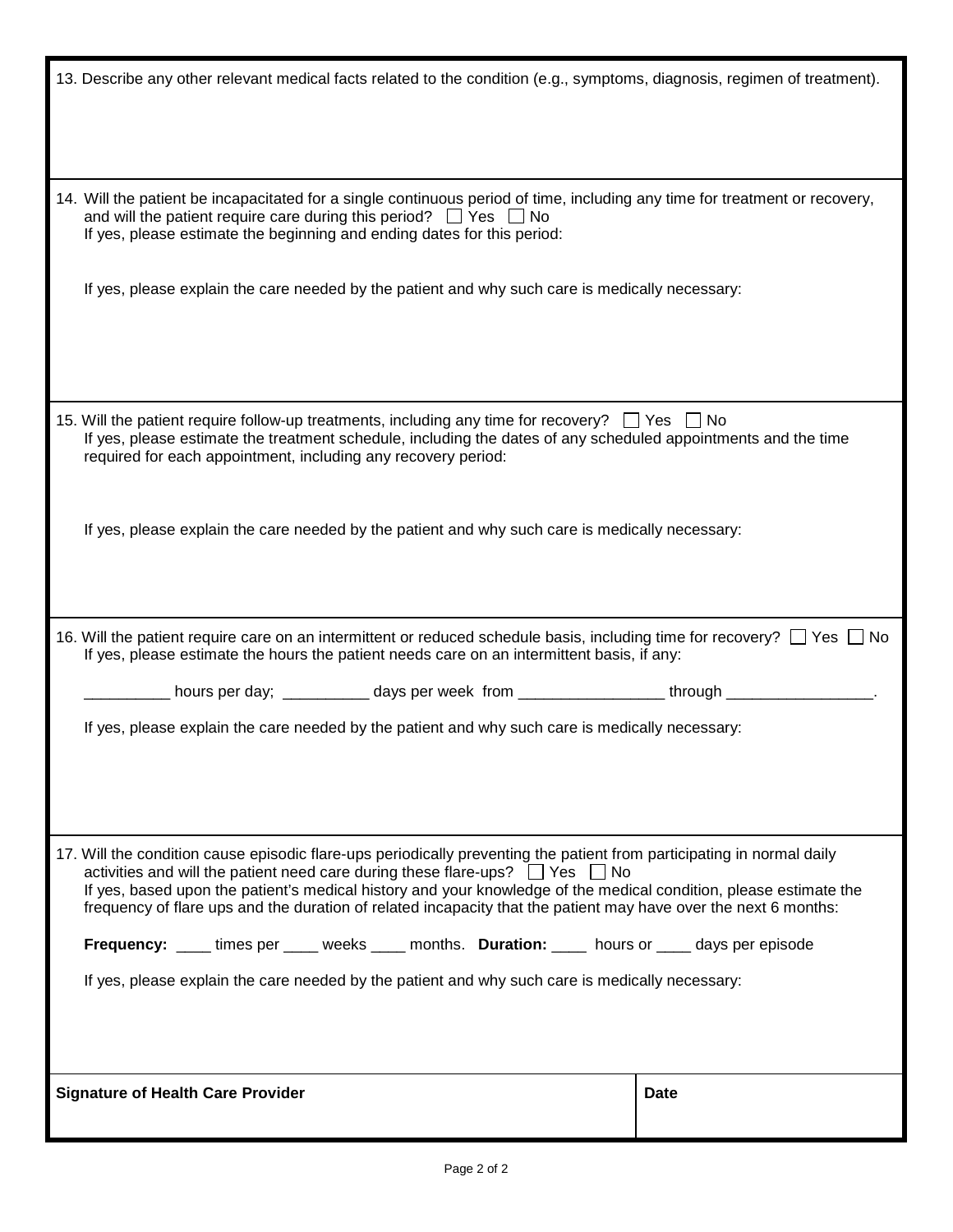13. Describe any other relevant medical facts related to the condition (e.g., symptoms, diagnosis, regimen of treatment).

14. Will the patient be incapacitated for a single continuous period of time, including any time for treatment or recovery, and will the patient require care during this period? ☐ Yes ☐ No
    If yes, please estimate the beginning and ending dates for this period:

    If yes, please explain the care needed by the patient and why such care is medically necessary:

15. Will the patient require follow-up treatments, including any time for recovery? ☐ Yes ☐ No
    If yes, please estimate the treatment schedule, including the dates of any scheduled appointments and the time required for each appointment, including any recovery period:

    If yes, please explain the care needed by the patient and why such care is medically necessary:

16. Will the patient require care on an intermittent or reduced schedule basis, including time for recovery? ☐ Yes ☐ No
    If yes, please estimate the hours the patient needs care on an intermittent basis, if any:

    __________ hours per day; __________ days per week from _________________ through _________________.

    If yes, please explain the care needed by the patient and why such care is medically necessary:

17. Will the condition cause episodic flare-ups periodically preventing the patient from participating in normal daily activities and will the patient need care during these flare-ups? ☐ Yes ☐ No
    If yes, based upon the patient's medical history and your knowledge of the medical condition, please estimate the frequency of flare ups and the duration of related incapacity that the patient may have over the next 6 months:

    **Frequency:** ____ times per ____ weeks ____ months. **Duration:** ____ hours or ____ days per episode

    If yes, please explain the care needed by the patient and why such care is medically necessary:

| **Signature of Health Care Provider** | **Date** |
| --- | --- |
| | |